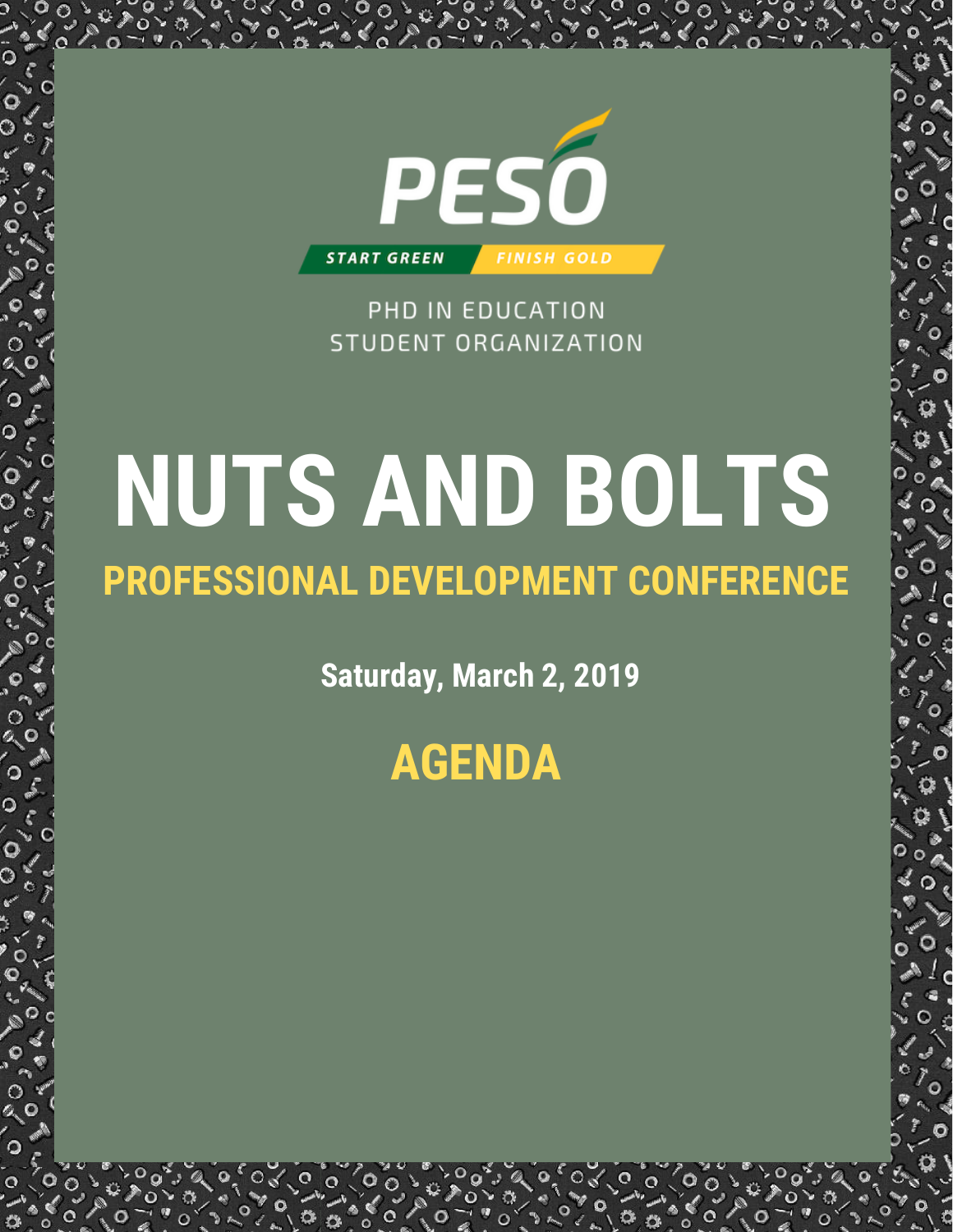PESO

START GREEN FINISH GOLD

PHD IN EDUCATION
STUDENT ORGANIZATION

# NUTS AND BOLTS

## PROFESSIONAL DEVELOPMENT CONFERENCE

**Saturday, March 2, 2019**

## AGENDA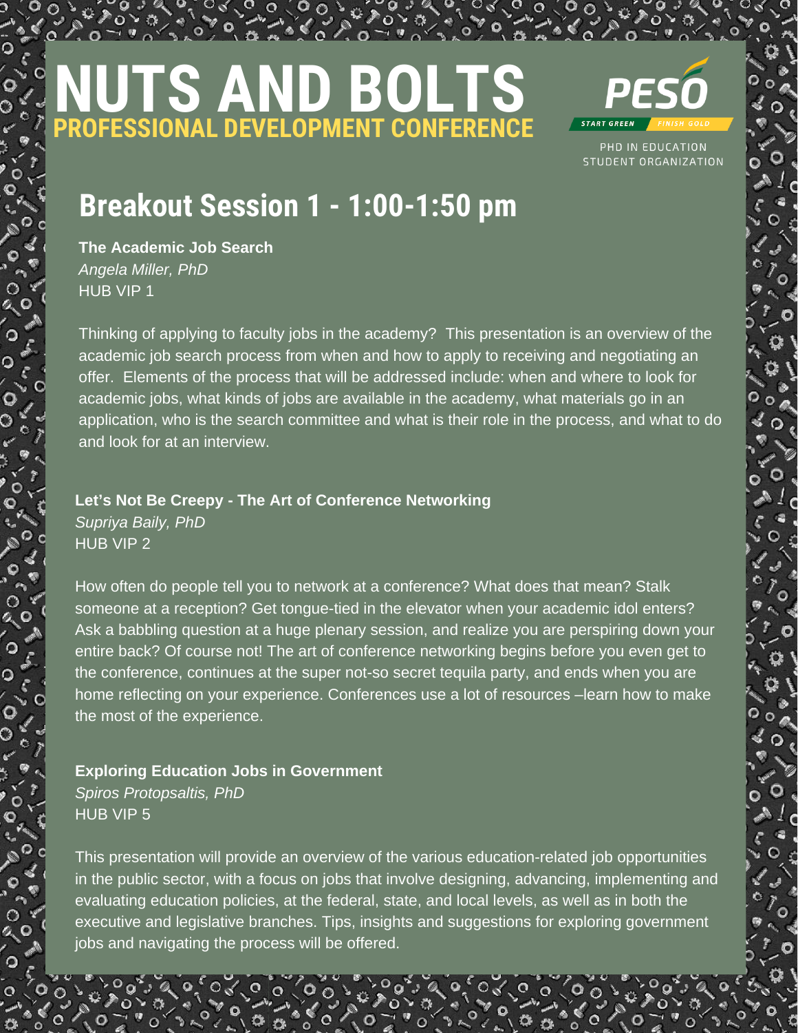# NUTS AND BOLTS

## PROFESSIONAL DEVELOPMENT CONFERENCE

PESO

START GREEN FINISH GOLD

PHD IN EDUCATION STUDENT ORGANIZATION

## Breakout Session 1 - 1:00-1:50 pm

**The Academic Job Search**
*Angela Miller, PhD*
HUB VIP 1

Thinking of applying to faculty jobs in the academy? This presentation is an overview of the academic job search process from when and how to apply to receiving and negotiating an offer. Elements of the process that will be addressed include: when and where to look for academic jobs, what kinds of jobs are available in the academy, what materials go in an application, who is the search committee and what is their role in the process, and what to do and look for at an interview.

**Let's Not Be Creepy - The Art of Conference Networking**
*Supriya Baily, PhD*
HUB VIP 2

How often do people tell you to network at a conference? What does that mean? Stalk someone at a reception? Get tongue-tied in the elevator when your academic idol enters? Ask a babbling question at a huge plenary session, and realize you are perspiring down your entire back? Of course not! The art of conference networking begins before you even get to the conference, continues at the super not-so secret tequila party, and ends when you are home reflecting on your experience. Conferences use a lot of resources –learn how to make the most of the experience.

**Exploring Education Jobs in Government**
*Spiros Protopsaltis, PhD*
HUB VIP 5

This presentation will provide an overview of the various education-related job opportunities in the public sector, with a focus on jobs that involve designing, advancing, implementing and evaluating education policies, at the federal, state, and local levels, as well as in both the executive and legislative branches. Tips, insights and suggestions for exploring government jobs and navigating the process will be offered.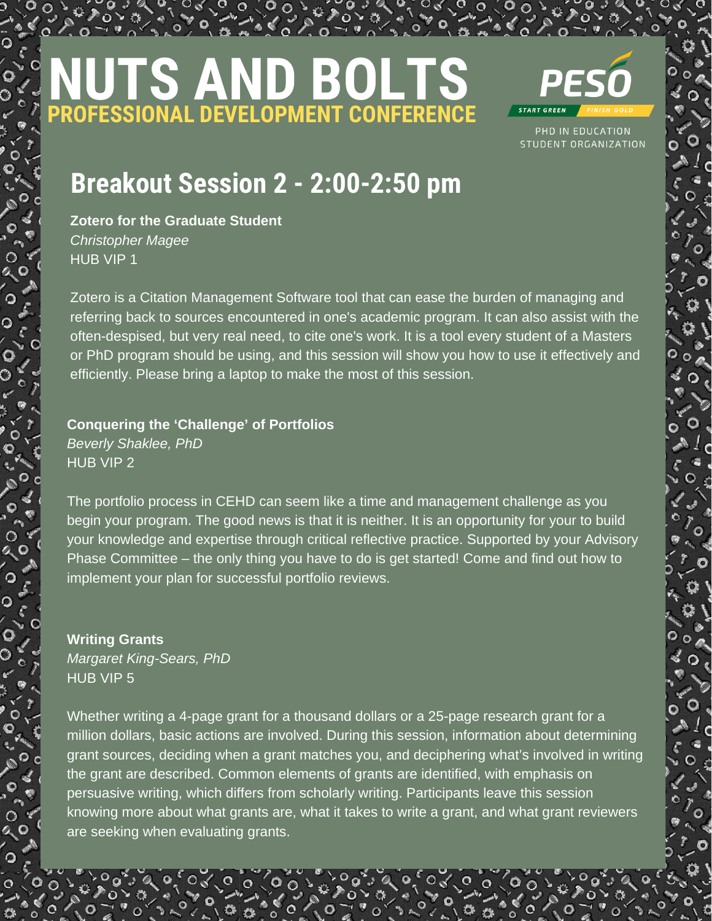# NUTS AND BOLTS
## PROFESSIONAL DEVELOPMENT CONFERENCE

PESO
START GREEN FINISH GOLD
PHD IN EDUCATION STUDENT ORGANIZATION

## Breakout Session 2 - 2:00-2:50 pm

**Zotero for the Graduate Student**
*Christopher Magee*
HUB VIP 1

Zotero is a Citation Management Software tool that can ease the burden of managing and referring back to sources encountered in one's academic program. It can also assist with the often-despised, but very real need, to cite one's work. It is a tool every student of a Masters or PhD program should be using, and this session will show you how to use it effectively and efficiently. Please bring a laptop to make the most of this session.

**Conquering the 'Challenge' of Portfolios**
*Beverly Shaklee, PhD*
HUB VIP 2

The portfolio process in CEHD can seem like a time and management challenge as you begin your program. The good news is that it is neither. It is an opportunity for your to build your knowledge and expertise through critical reflective practice. Supported by your Advisory Phase Committee – the only thing you have to do is get started! Come and find out how to implement your plan for successful portfolio reviews.

**Writing Grants**
*Margaret King-Sears, PhD*
HUB VIP 5

Whether writing a 4-page grant for a thousand dollars or a 25-page research grant for a million dollars, basic actions are involved. During this session, information about determining grant sources, deciding when a grant matches you, and deciphering what's involved in writing the grant are described. Common elements of grants are identified, with emphasis on persuasive writing, which differs from scholarly writing. Participants leave this session knowing more about what grants are, what it takes to write a grant, and what grant reviewers are seeking when evaluating grants.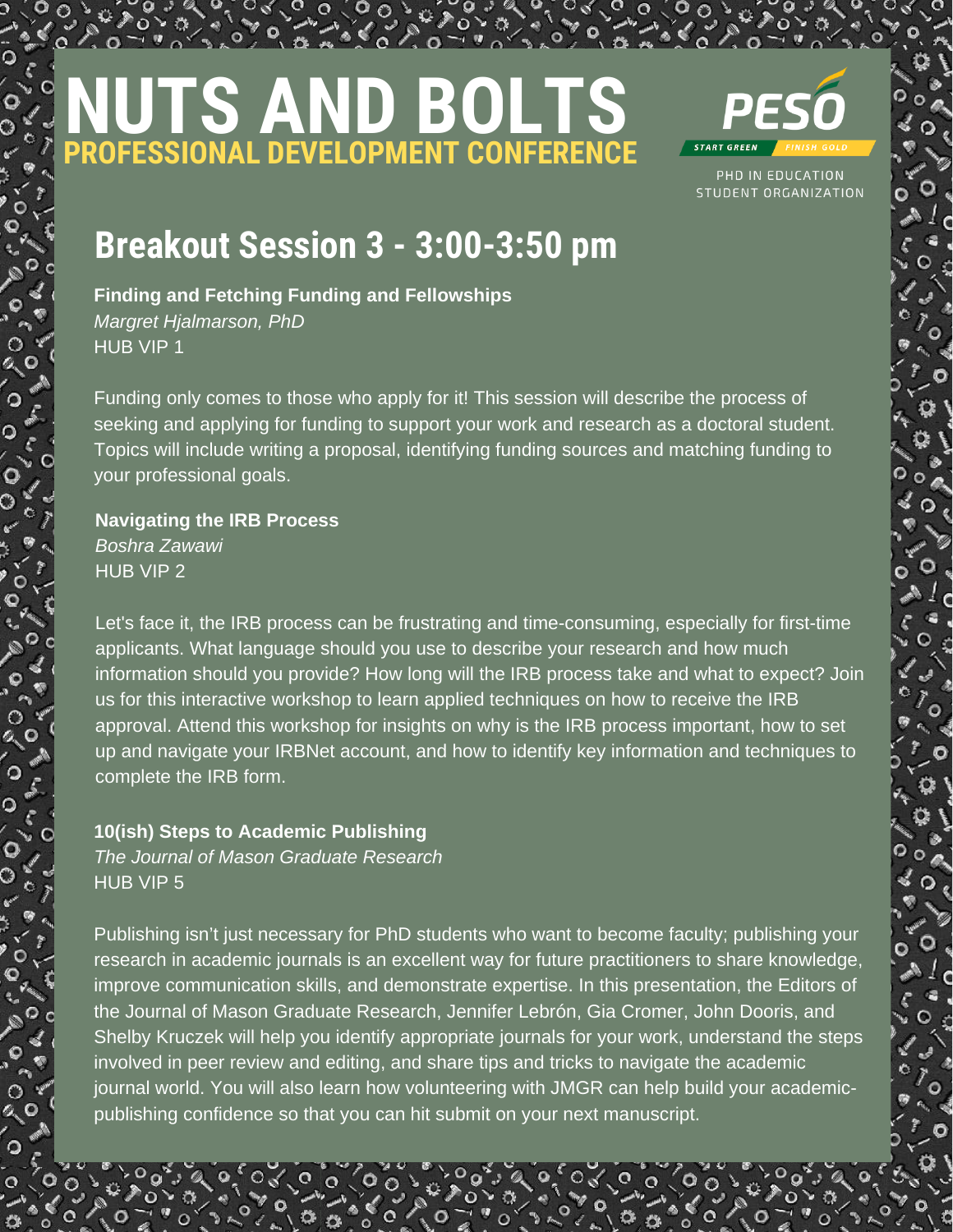# NUTS AND BOLTS

## PROFESSIONAL DEVELOPMENT CONFERENCE

PESO

START GREEN FINISH GOLD

PHD IN EDUCATION STUDENT ORGANIZATION

## Breakout Session 3 - 3:00-3:50 pm

**Finding and Fetching Funding and Fellowships**
*Margret Hjalmarson, PhD*
HUB VIP 1

Funding only comes to those who apply for it! This session will describe the process of seeking and applying for funding to support your work and research as a doctoral student. Topics will include writing a proposal, identifying funding sources and matching funding to your professional goals.

**Navigating the IRB Process**
*Boshra Zawawi*
HUB VIP 2

Let's face it, the IRB process can be frustrating and time-consuming, especially for first-time applicants. What language should you use to describe your research and how much information should you provide? How long will the IRB process take and what to expect? Join us for this interactive workshop to learn applied techniques on how to receive the IRB approval. Attend this workshop for insights on why is the IRB process important, how to set up and navigate your IRBNet account, and how to identify key information and techniques to complete the IRB form.

**10(ish) Steps to Academic Publishing**
*The Journal of Mason Graduate Research*
HUB VIP 5

Publishing isn't just necessary for PhD students who want to become faculty; publishing your research in academic journals is an excellent way for future practitioners to share knowledge, improve communication skills, and demonstrate expertise. In this presentation, the Editors of the Journal of Mason Graduate Research, Jennifer Lebrón, Gia Cromer, John Dooris, and Shelby Kruczek will help you identify appropriate journals for your work, understand the steps involved in peer review and editing, and share tips and tricks to navigate the academic journal world. You will also learn how volunteering with JMGR can help build your academic-publishing confidence so that you can hit submit on your next manuscript.